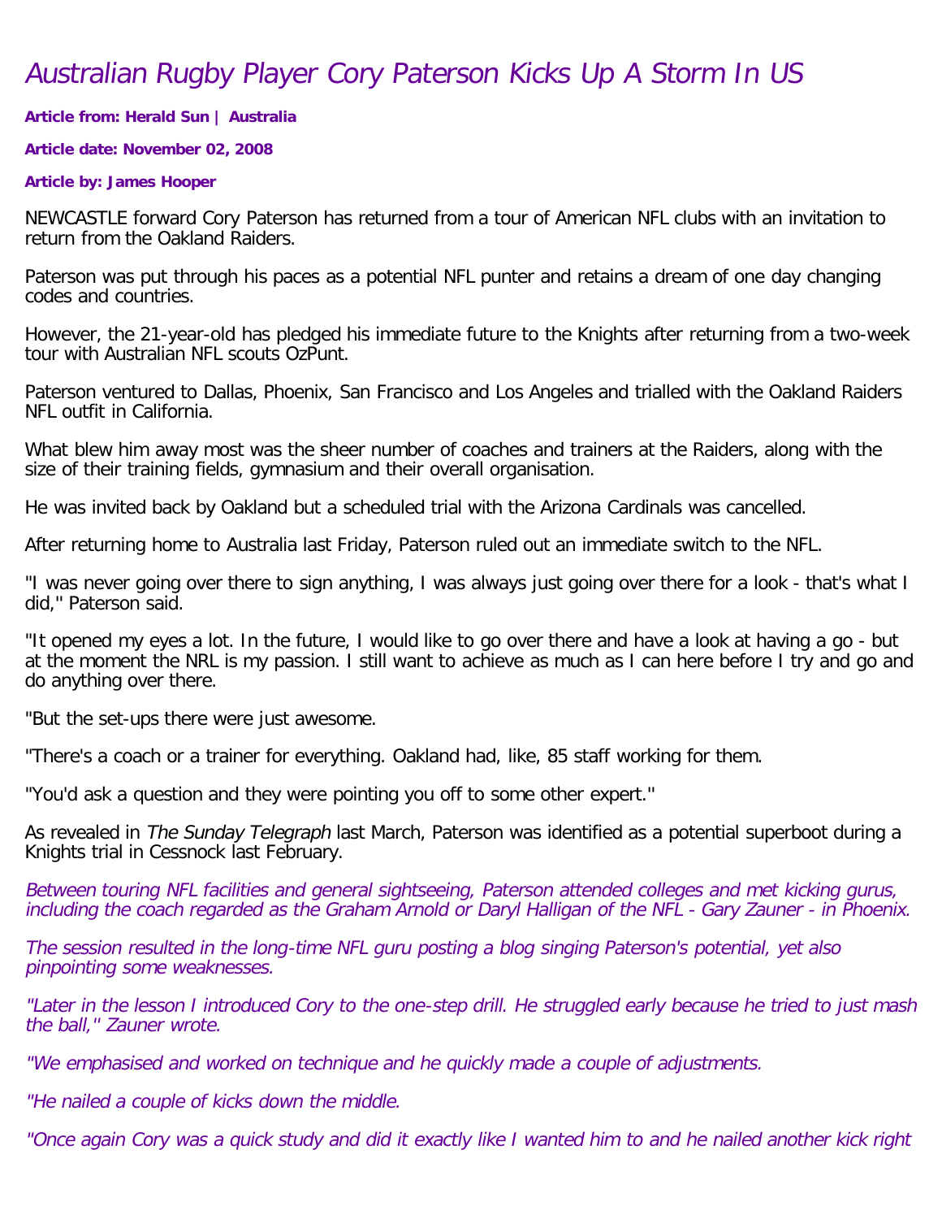# *Australian Rugby Player Cory Paterson Kicks Up A Storm In US*

**Article from: Herald Sun | Australia**

**Article date: November 02, 2008**

**Article by: James Hooper**

NEWCASTLE forward Cory Paterson has returned from a tour of American NFL clubs with an invitation to return from the Oakland Raiders.

Paterson was put through his paces as a potential NFL punter and retains a dream of one day changing codes and countries.

However, the 21-year-old has pledged his immediate future to the Knights after returning from a two-week tour with Australian NFL scouts OzPunt.

Paterson ventured to Dallas, Phoenix, San Francisco and Los Angeles and trialled with the Oakland Raiders NFL outfit in California.

What blew him away most was the sheer number of coaches and trainers at the Raiders, along with the size of their training fields, gymnasium and their overall organisation.

He was invited back by Oakland but a scheduled trial with the Arizona Cardinals was cancelled.

After returning home to Australia last Friday, Paterson ruled out an immediate switch to the NFL.

"I was never going over there to sign anything, I was always just going over there for a look - that's what I did," Paterson said.

"It opened my eyes a lot. In the future, I would like to go over there and have a look at having a go - but at the moment the NRL is my passion. I still want to achieve as much as I can here before I try and go and do anything over there.

"But the set-ups there were just awesome.

"There's a coach or a trainer for everything. Oakland had, like, 85 staff working for them.

"You'd ask a question and they were pointing you off to some other expert."

As revealed in *The Sunday Telegraph* last March, Paterson was identified as a potential superboot during a Knights trial in Cessnock last February.

*Between touring NFL facilities and general sightseeing, Paterson attended colleges and met kicking gurus, including the coach regarded as the Graham Arnold or Daryl Halligan of the NFL - Gary Zauner - in Phoenix.*

*The session resulted in the long-time NFL guru posting a blog singing Paterson's potential, yet also pinpointing some weaknesses.*

*"Later in the lesson I introduced Cory to the one-step drill. He struggled early because he tried to just mash the ball," Zauner wrote.*

*"We emphasised and worked on technique and he quickly made a couple of adjustments.*

*"He nailed a couple of kicks down the middle.*

*"Once again Cory was a quick study and did it exactly like I wanted him to and he nailed another kick right*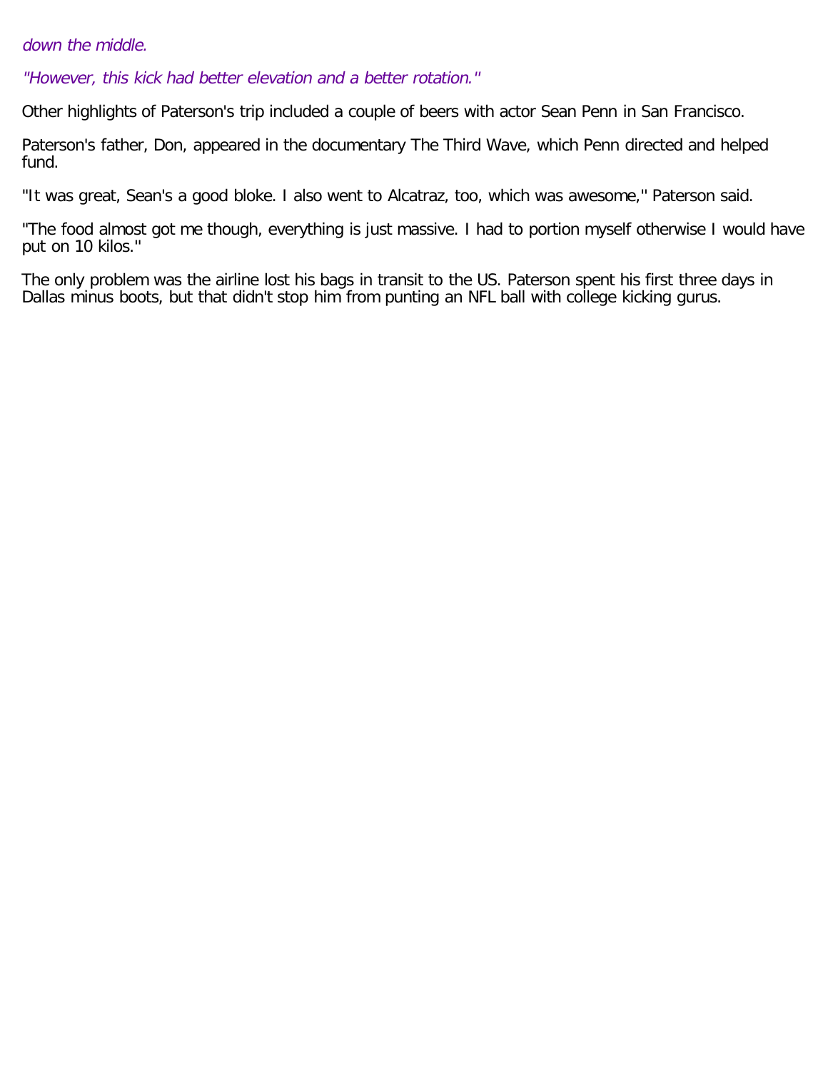*down the middle.*

*"However, this kick had better elevation and a better rotation."*

Other highlights of Paterson's trip included a couple of beers with actor Sean Penn in San Francisco.

Paterson's father, Don, appeared in the documentary The Third Wave, which Penn directed and helped fund.

"It was great, Sean's a good bloke. I also went to Alcatraz, too, which was awesome,'' Paterson said.

"The food almost got me though, everything is just massive. I had to portion myself otherwise I would have put on 10 kilos.''

The only problem was the airline lost his bags in transit to the US. Paterson spent his first three days in Dallas minus boots, but that didn't stop him from punting an NFL ball with college kicking gurus.